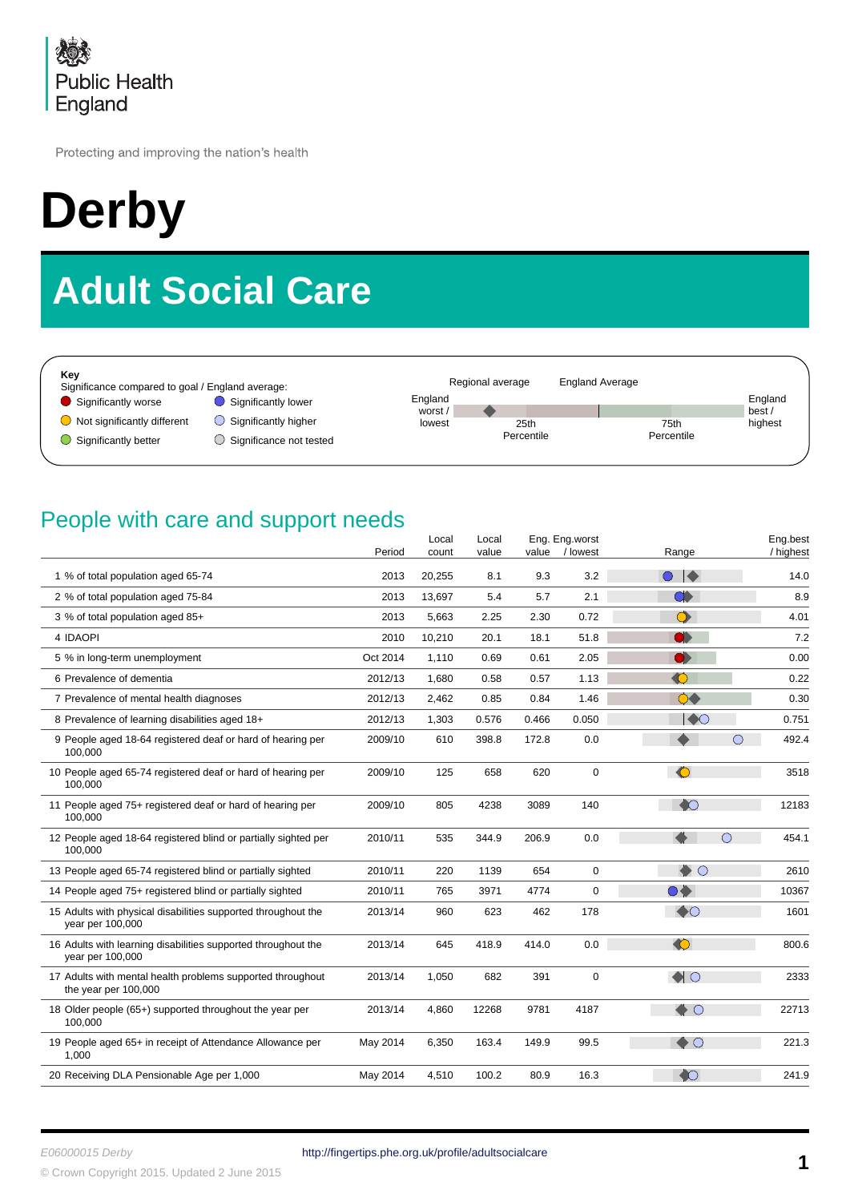Public Health England

Protecting and improving the nation's health

# Derby

## Adult Social Care

**Key**

Significance compared to goal / England average:

- Significantly worse
- Significantly lower
- Not significantly different
- Significantly higher
- Significantly better
- Significance not tested

Regional average — England Average — England worst / lowest — 25th Percentile — 75th Percentile — England best / highest

## People with care and support needs

| | Period | Local count | Local value | Eng. value | Eng. worst / lowest | Range | Eng. best / highest |
|---|---|---|---|---|---|---|---|
| 1 % of total population aged 65-74 | 2013 | 20,255 | 8.1 | 9.3 | 3.2 | | 14.0 |
| 2 % of total population aged 75-84 | 2013 | 13,697 | 5.4 | 5.7 | 2.1 | | 8.9 |
| 3 % of total population aged 85+ | 2013 | 5,663 | 2.25 | 2.30 | 0.72 | | 4.01 |
| 4 IDAOPI | 2010 | 10,210 | 20.1 | 18.1 | 51.8 | | 7.2 |
| 5 % in long-term unemployment | Oct 2014 | 1,110 | 0.69 | 0.61 | 2.05 | | 0.00 |
| 6 Prevalence of dementia | 2012/13 | 1,680 | 0.58 | 0.57 | 1.13 | | 0.22 |
| 7 Prevalence of mental health diagnoses | 2012/13 | 2,462 | 0.85 | 0.84 | 1.46 | | 0.30 |
| 8 Prevalence of learning disabilities aged 18+ | 2012/13 | 1,303 | 0.576 | 0.466 | 0.050 | | 0.751 |
| 9 People aged 18-64 registered deaf or hard of hearing per 100,000 | 2009/10 | 610 | 398.8 | 172.8 | 0.0 | | 492.4 |
| 10 People aged 65-74 registered deaf or hard of hearing per 100,000 | 2009/10 | 125 | 658 | 620 | 0 | | 3518 |
| 11 People aged 75+ registered deaf or hard of hearing per 100,000 | 2009/10 | 805 | 4238 | 3089 | 140 | | 12183 |
| 12 People aged 18-64 registered blind or partially sighted per 100,000 | 2010/11 | 535 | 344.9 | 206.9 | 0.0 | | 454.1 |
| 13 People aged 65-74 registered blind or partially sighted | 2010/11 | 220 | 1139 | 654 | 0 | | 2610 |
| 14 People aged 75+ registered blind or partially sighted | 2010/11 | 765 | 3971 | 4774 | 0 | | 10367 |
| 15 Adults with physical disabilities supported throughout the year per 100,000 | 2013/14 | 960 | 623 | 462 | 178 | | 1601 |
| 16 Adults with learning disabilities supported throughout the year per 100,000 | 2013/14 | 645 | 418.9 | 414.0 | 0.0 | | 800.6 |
| 17 Adults with mental health problems supported throughout the year per 100,000 | 2013/14 | 1,050 | 682 | 391 | 0 | | 2333 |
| 18 Older people (65+) supported throughout the year per 100,000 | 2013/14 | 4,860 | 12268 | 9781 | 4187 | | 22713 |
| 19 People aged 65+ in receipt of Attendance Allowance per 1,000 | May 2014 | 6,350 | 163.4 | 149.9 | 99.5 | | 221.3 |
| 20 Receiving DLA Pensionable Age per 1,000 | May 2014 | 4,510 | 100.2 | 80.9 | 16.3 | | 241.9 |

E06000015 Derby

http://fingertips.phe.org.uk/profile/adultsocialcare

© Crown Copyright 2015. Updated 2 June 2015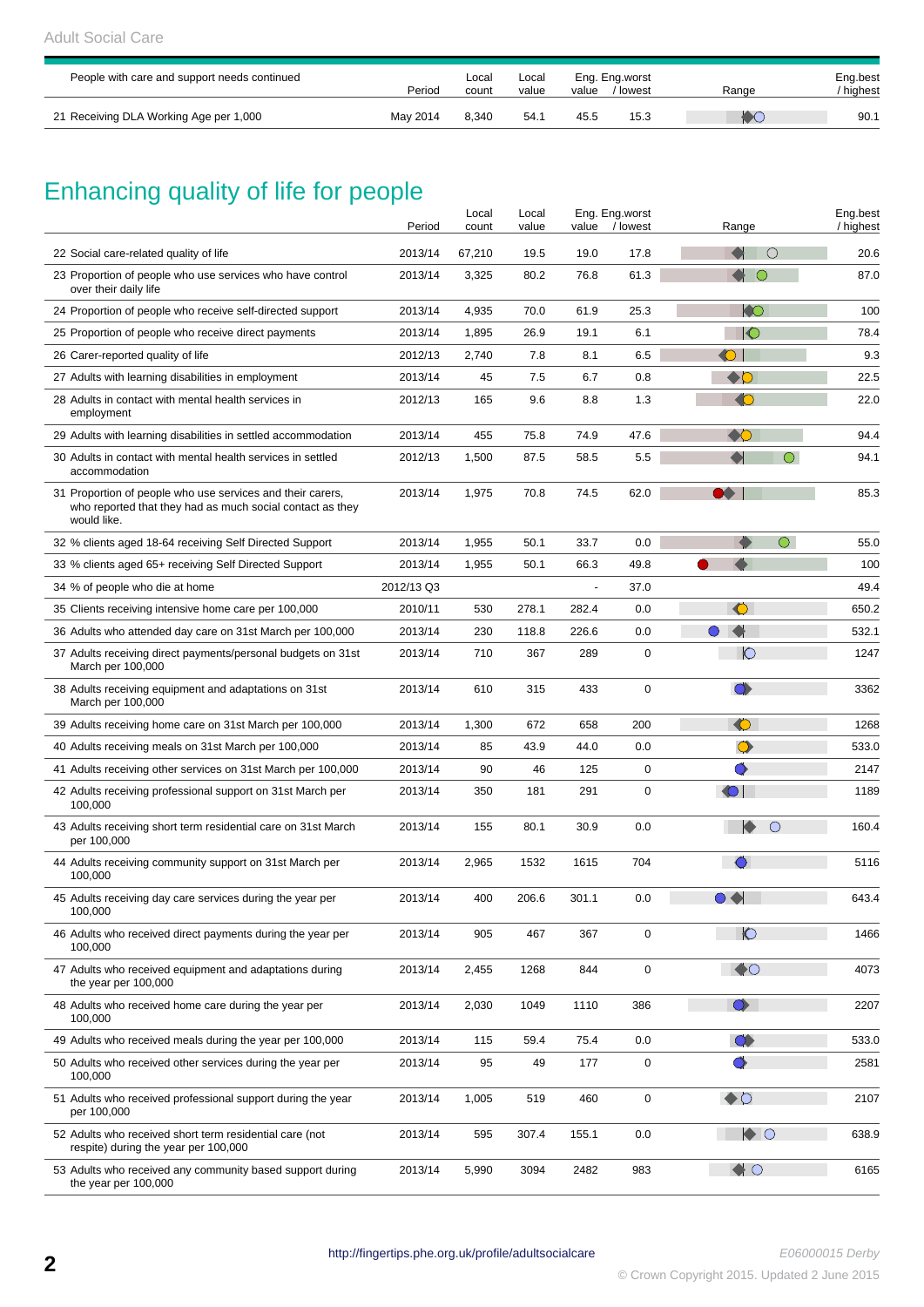Adult Social Care

| People with care and support needs continued | Period | Local count | Local value | Eng. value | Eng.worst / lowest | Range | Eng.best / highest |
|---|---|---|---|---|---|---|---|
| 21 Receiving DLA Working Age per 1,000 | May 2014 | 8,340 | 54.1 | 45.5 | 15.3 | | 90.1 |

## Enhancing quality of life for people

| | Period | Local count | Local value | Eng. value | Eng.worst / lowest | Range | Eng.best / highest |
|---|---|---|---|---|---|---|---|
| 22 Social care-related quality of life | 2013/14 | 67,210 | 19.5 | 19.0 | 17.8 | | 20.6 |
| 23 Proportion of people who use services who have control over their daily life | 2013/14 | 3,325 | 80.2 | 76.8 | 61.3 | | 87.0 |
| 24 Proportion of people who receive self-directed support | 2013/14 | 4,935 | 70.0 | 61.9 | 25.3 | | 100 |
| 25 Proportion of people who receive direct payments | 2013/14 | 1,895 | 26.9 | 19.1 | 6.1 | | 78.4 |
| 26 Carer-reported quality of life | 2012/13 | 2,740 | 7.8 | 8.1 | 6.5 | | 9.3 |
| 27 Adults with learning disabilities in employment | 2013/14 | 45 | 7.5 | 6.7 | 0.8 | | 22.5 |
| 28 Adults in contact with mental health services in employment | 2012/13 | 165 | 9.6 | 8.8 | 1.3 | | 22.0 |
| 29 Adults with learning disabilities in settled accommodation | 2013/14 | 455 | 75.8 | 74.9 | 47.6 | | 94.4 |
| 30 Adults in contact with mental health services in settled accommodation | 2012/13 | 1,500 | 87.5 | 58.5 | 5.5 | | 94.1 |
| 31 Proportion of people who use services and their carers, who reported that they had as much social contact as they would like. | 2013/14 | 1,975 | 70.8 | 74.5 | 62.0 | | 85.3 |
| 32 % clients aged 18-64 receiving Self Directed Support | 2013/14 | 1,955 | 50.1 | 33.7 | 0.0 | | 55.0 |
| 33 % clients aged 65+ receiving Self Directed Support | 2013/14 | 1,955 | 50.1 | 66.3 | 49.8 | | 100 |
| 34 % of people who die at home | 2012/13 Q3 | | | - | 37.0 | | 49.4 |
| 35 Clients receiving intensive home care per 100,000 | 2010/11 | 530 | 278.1 | 282.4 | 0.0 | | 650.2 |
| 36 Adults who attended day care on 31st March per 100,000 | 2013/14 | 230 | 118.8 | 226.6 | 0.0 | | 532.1 |
| 37 Adults receiving direct payments/personal budgets on 31st March per 100,000 | 2013/14 | 710 | 367 | 289 | 0 | | 1247 |
| 38 Adults receiving equipment and adaptations on 31st March per 100,000 | 2013/14 | 610 | 315 | 433 | 0 | | 3362 |
| 39 Adults receiving home care on 31st March per 100,000 | 2013/14 | 1,300 | 672 | 658 | 200 | | 1268 |
| 40 Adults receiving meals on 31st March per 100,000 | 2013/14 | 85 | 43.9 | 44.0 | 0.0 | | 533.0 |
| 41 Adults receiving other services on 31st March per 100,000 | 2013/14 | 90 | 46 | 125 | 0 | | 2147 |
| 42 Adults receiving professional support on 31st March per 100,000 | 2013/14 | 350 | 181 | 291 | 0 | | 1189 |
| 43 Adults receiving short term residential care on 31st March per 100,000 | 2013/14 | 155 | 80.1 | 30.9 | 0.0 | | 160.4 |
| 44 Adults receiving community support on 31st March per 100,000 | 2013/14 | 2,965 | 1532 | 1615 | 704 | | 5116 |
| 45 Adults receiving day care services during the year per 100,000 | 2013/14 | 400 | 206.6 | 301.1 | 0.0 | | 643.4 |
| 46 Adults who received direct payments during the year per 100,000 | 2013/14 | 905 | 467 | 367 | 0 | | 1466 |
| 47 Adults who received equipment and adaptations during the year per 100,000 | 2013/14 | 2,455 | 1268 | 844 | 0 | | 4073 |
| 48 Adults who received home care during the year per 100,000 | 2013/14 | 2,030 | 1049 | 1110 | 386 | | 2207 |
| 49 Adults who received meals during the year per 100,000 | 2013/14 | 115 | 59.4 | 75.4 | 0.0 | | 533.0 |
| 50 Adults who received other services during the year per 100,000 | 2013/14 | 95 | 49 | 177 | 0 | | 2581 |
| 51 Adults who received professional support during the year per 100,000 | 2013/14 | 1,005 | 519 | 460 | 0 | | 2107 |
| 52 Adults who received short term residential care (not respite) during the year per 100,000 | 2013/14 | 595 | 307.4 | 155.1 | 0.0 | | 638.9 |
| 53 Adults who received any community based support during the year per 100,000 | 2013/14 | 5,990 | 3094 | 2482 | 983 | | 6165 |

http://fingertips.phe.org.uk/profile/adultsocialcare

E06000015 Derby

© Crown Copyright 2015. Updated 2 June 2015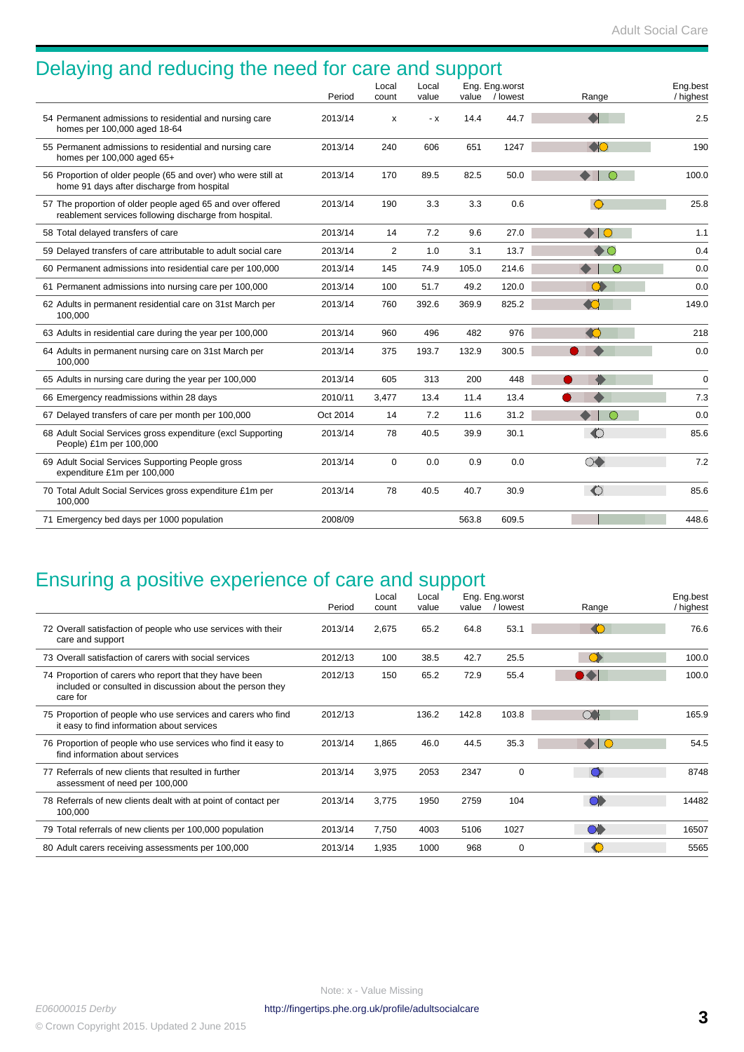# Delaying and reducing the need for care and support

| | Period | Local count | Local value | Eng. value | Eng.worst / lowest | Range | Eng.best / highest |
|---|---|---|---|---|---|---|---|
| 54 Permanent admissions to residential and nursing care homes per 100,000 aged 18-64 | 2013/14 | x | - x | 14.4 | 44.7 | | 2.5 |
| 55 Permanent admissions to residential and nursing care homes per 100,000 aged 65+ | 2013/14 | 240 | 606 | 651 | 1247 | | 190 |
| 56 Proportion of older people (65 and over) who were still at home 91 days after discharge from hospital | 2013/14 | 170 | 89.5 | 82.5 | 50.0 | | 100.0 |
| 57 The proportion of older people aged 65 and over offered reablement services following discharge from hospital. | 2013/14 | 190 | 3.3 | 3.3 | 0.6 | | 25.8 |
| 58 Total delayed transfers of care | 2013/14 | 14 | 7.2 | 9.6 | 27.0 | | 1.1 |
| 59 Delayed transfers of care attributable to adult social care | 2013/14 | 2 | 1.0 | 3.1 | 13.7 | | 0.4 |
| 60 Permanent admissions into residential care per 100,000 | 2013/14 | 145 | 74.9 | 105.0 | 214.6 | | 0.0 |
| 61 Permanent admissions into nursing care per 100,000 | 2013/14 | 100 | 51.7 | 49.2 | 120.0 | | 0.0 |
| 62 Adults in permanent residential care on 31st March per 100,000 | 2013/14 | 760 | 392.6 | 369.9 | 825.2 | | 149.0 |
| 63 Adults in residential care during the year per 100,000 | 2013/14 | 960 | 496 | 482 | 976 | | 218 |
| 64 Adults in permanent nursing care on 31st March per 100,000 | 2013/14 | 375 | 193.7 | 132.9 | 300.5 | | 0.0 |
| 65 Adults in nursing care during the year per 100,000 | 2013/14 | 605 | 313 | 200 | 448 | | 0 |
| 66 Emergency readmissions within 28 days | 2010/11 | 3,477 | 13.4 | 11.4 | 13.4 | | 7.3 |
| 67 Delayed transfers of care per month per 100,000 | Oct 2014 | 14 | 7.2 | 11.6 | 31.2 | | 0.0 |
| 68 Adult Social Services gross expenditure (excl Supporting People) £1m per 100,000 | 2013/14 | 78 | 40.5 | 39.9 | 30.1 | | 85.6 |
| 69 Adult Social Services Supporting People gross expenditure £1m per 100,000 | 2013/14 | 0 | 0.0 | 0.9 | 0.0 | | 7.2 |
| 70 Total Adult Social Services gross expenditure £1m per 100,000 | 2013/14 | 78 | 40.5 | 40.7 | 30.9 | | 85.6 |
| 71 Emergency bed days per 1000 population | 2008/09 | | | 563.8 | 609.5 | | 448.6 |

# Ensuring a positive experience of care and support

| | Period | Local count | Local value | Eng. value | Eng.worst / lowest | Range | Eng.best / highest |
|---|---|---|---|---|---|---|---|
| 72 Overall satisfaction of people who use services with their care and support | 2013/14 | 2,675 | 65.2 | 64.8 | 53.1 | | 76.6 |
| 73 Overall satisfaction of carers with social services | 2012/13 | 100 | 38.5 | 42.7 | 25.5 | | 100.0 |
| 74 Proportion of carers who report that they have been included or consulted in discussion about the person they care for | 2012/13 | 150 | 65.2 | 72.9 | 55.4 | | 100.0 |
| 75 Proportion of people who use services and carers who find it easy to find information about services | 2012/13 | | 136.2 | 142.8 | 103.8 | | 165.9 |
| 76 Proportion of people who use services who find it easy to find information about services | 2013/14 | 1,865 | 46.0 | 44.5 | 35.3 | | 54.5 |
| 77 Referrals of new clients that resulted in further assessment of need per 100,000 | 2013/14 | 3,975 | 2053 | 2347 | 0 | | 8748 |
| 78 Referrals of new clients dealt with at point of contact per 100,000 | 2013/14 | 3,775 | 1950 | 2759 | 104 | | 14482 |
| 79 Total referrals of new clients per 100,000 population | 2013/14 | 7,750 | 4003 | 5106 | 1027 | | 16507 |
| 80 Adult carers receiving assessments per 100,000 | 2013/14 | 1,935 | 1000 | 968 | 0 | | 5565 |

Note: x - Value Missing

E06000015 Derby

http://fingertips.phe.org.uk/profile/adultsocialcare

© Crown Copyright 2015. Updated 2 June 2015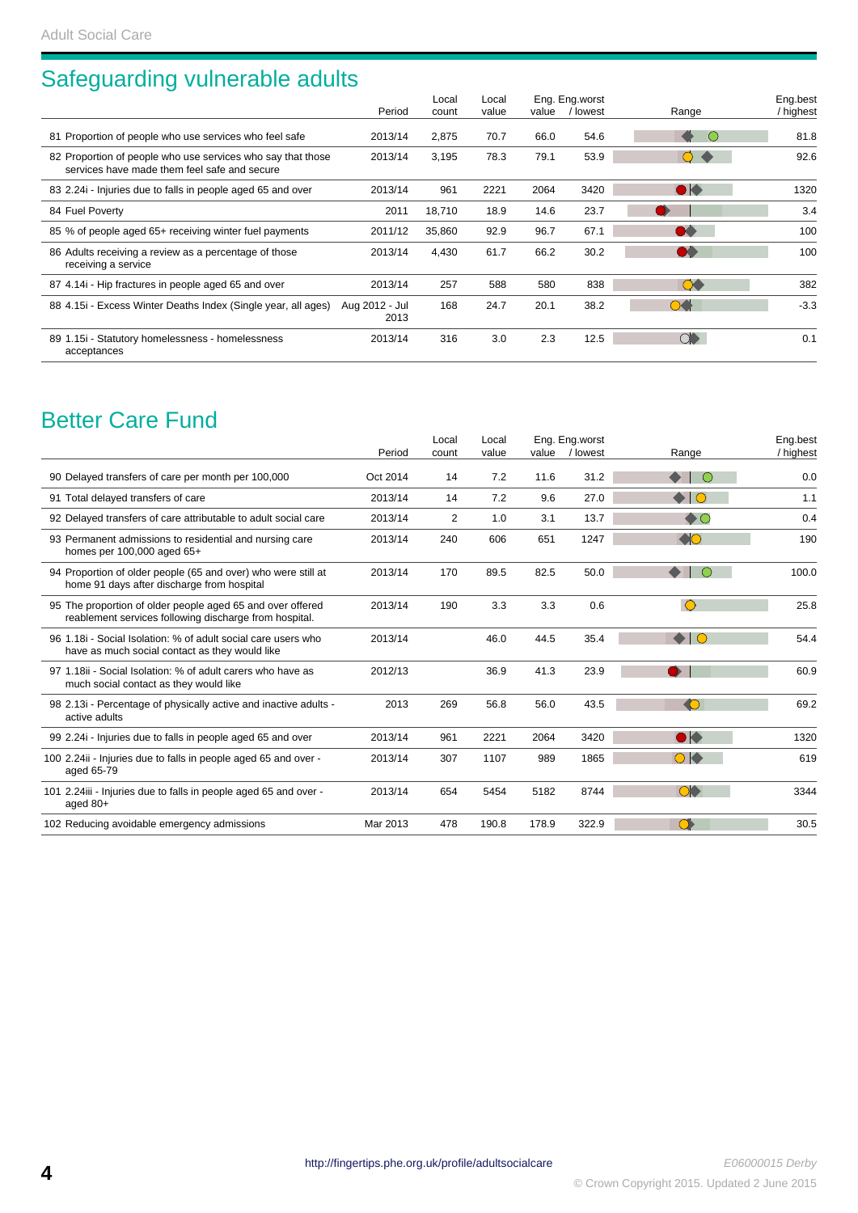## Safeguarding vulnerable adults

| | Period | Local count | Local value | Eng. value | Eng.worst / lowest | Range | Eng.best / highest |
|---|---|---|---|---|---|---|---|
| 81 Proportion of people who use services who feel safe | 2013/14 | 2,875 | 70.7 | 66.0 | 54.6 | | 81.8 |
| 82 Proportion of people who use services who say that those services have made them feel safe and secure | 2013/14 | 3,195 | 78.3 | 79.1 | 53.9 | | 92.6 |
| 83 2.24i - Injuries due to falls in people aged 65 and over | 2013/14 | 961 | 2221 | 2064 | 3420 | | 1320 |
| 84 Fuel Poverty | 2011 | 18,710 | 18.9 | 14.6 | 23.7 | | 3.4 |
| 85 % of people aged 65+ receiving winter fuel payments | 2011/12 | 35,860 | 92.9 | 96.7 | 67.1 | | 100 |
| 86 Adults receiving a review as a percentage of those receiving a service | 2013/14 | 4,430 | 61.7 | 66.2 | 30.2 | | 100 |
| 87 4.14i - Hip fractures in people aged 65 and over | 2013/14 | 257 | 588 | 580 | 838 | | 382 |
| 88 4.15i - Excess Winter Deaths Index (Single year, all ages) | Aug 2012 - Jul 2013 | 168 | 24.7 | 20.1 | 38.2 | | -3.3 |
| 89 1.15i - Statutory homelessness - homelessness acceptances | 2013/14 | 316 | 3.0 | 2.3 | 12.5 | | 0.1 |

## Better Care Fund

| | Period | Local count | Local value | Eng. value | Eng.worst / lowest | Range | Eng.best / highest |
|---|---|---|---|---|---|---|---|
| 90 Delayed transfers of care per month per 100,000 | Oct 2014 | 14 | 7.2 | 11.6 | 31.2 | | 0.0 |
| 91 Total delayed transfers of care | 2013/14 | 14 | 7.2 | 9.6 | 27.0 | | 1.1 |
| 92 Delayed transfers of care attributable to adult social care | 2013/14 | 2 | 1.0 | 3.1 | 13.7 | | 0.4 |
| 93 Permanent admissions to residential and nursing care homes per 100,000 aged 65+ | 2013/14 | 240 | 606 | 651 | 1247 | | 190 |
| 94 Proportion of older people (65 and over) who were still at home 91 days after discharge from hospital | 2013/14 | 170 | 89.5 | 82.5 | 50.0 | | 100.0 |
| 95 The proportion of older people aged 65 and over offered reablement services following discharge from hospital. | 2013/14 | 190 | 3.3 | 3.3 | 0.6 | | 25.8 |
| 96 1.18i - Social Isolation: % of adult social care users who have as much social contact as they would like | 2013/14 | | 46.0 | 44.5 | 35.4 | | 54.4 |
| 97 1.18ii - Social Isolation: % of adult carers who have as much social contact as they would like | 2012/13 | | 36.9 | 41.3 | 23.9 | | 60.9 |
| 98 2.13i - Percentage of physically active and inactive adults - active adults | 2013 | 269 | 56.8 | 56.0 | 43.5 | | 69.2 |
| 99 2.24i - Injuries due to falls in people aged 65 and over | 2013/14 | 961 | 2221 | 2064 | 3420 | | 1320 |
| 100 2.24ii - Injuries due to falls in people aged 65 and over - aged 65-79 | 2013/14 | 307 | 1107 | 989 | 1865 | | 619 |
| 101 2.24iii - Injuries due to falls in people aged 65 and over - aged 80+ | 2013/14 | 654 | 5454 | 5182 | 8744 | | 3344 |
| 102 Reducing avoidable emergency admissions | Mar 2013 | 478 | 190.8 | 178.9 | 322.9 | | 30.5 |

http://fingertips.phe.org.uk/profile/adultsocialcare

*E06000015 Derby*

© Crown Copyright 2015. Updated 2 June 2015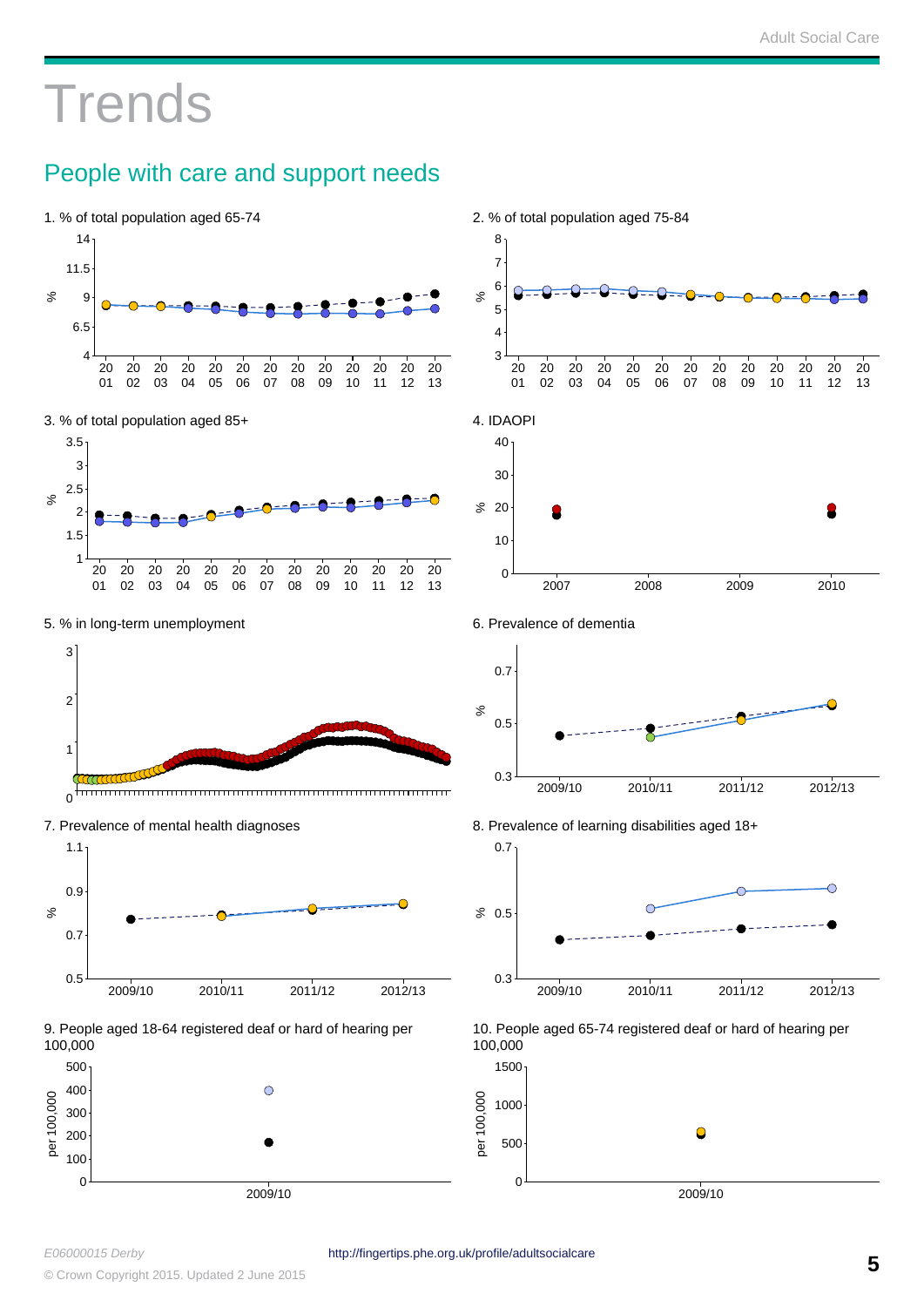# Trends

## People with care and support needs

1. % of total population aged 65-74

2. % of total population aged 75-84

3. % of total population aged 85+

4. IDAOPI

5. % in long-term unemployment

6. Prevalence of dementia

7. Prevalence of mental health diagnoses

8. Prevalence of learning disabilities aged 18+

9. People aged 18-64 registered deaf or hard of hearing per 100,000

10. People aged 65-74 registered deaf or hard of hearing per 100,000

*E06000015 Derby*

http://fingertips.phe.org.uk/profile/adultsocialcare

© Crown Copyright 2015. Updated 2 June 2015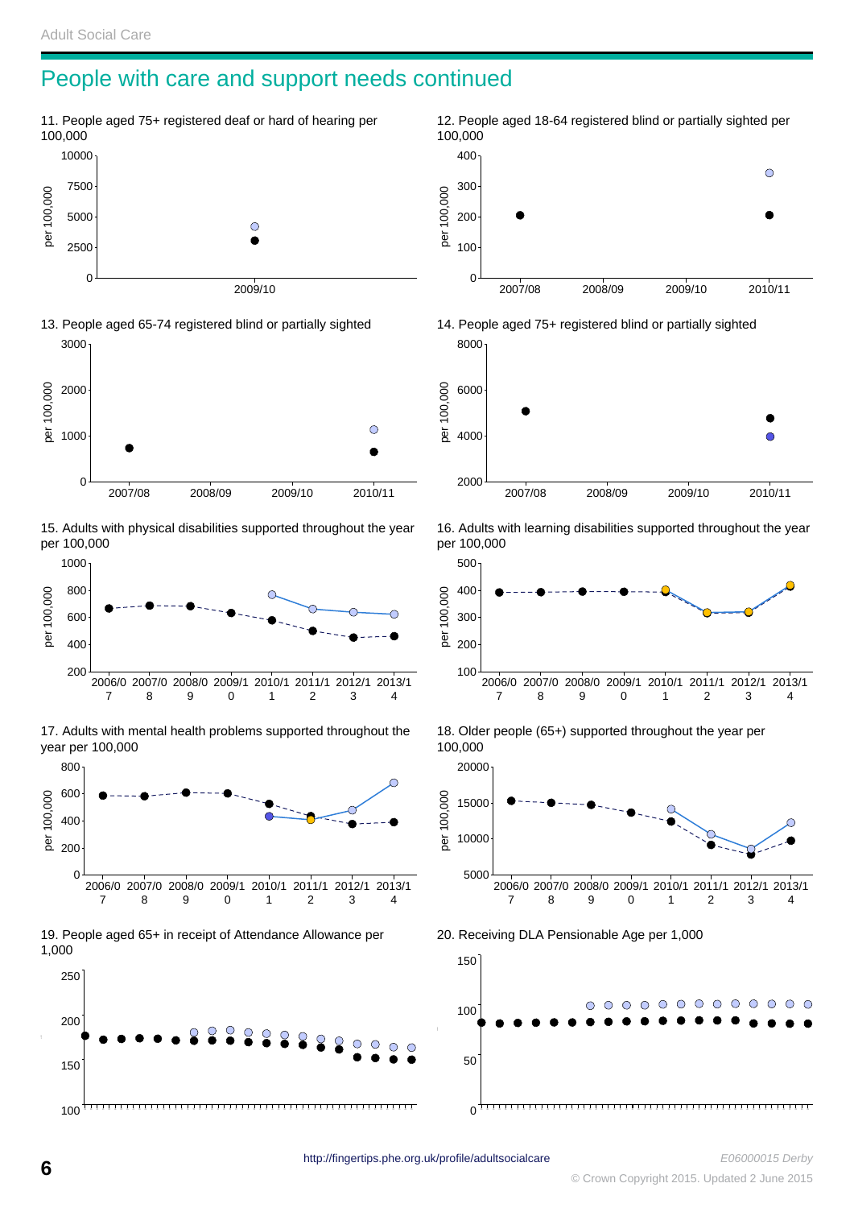# People with care and support needs continued

11. People aged 75+ registered deaf or hard of hearing per 100,000

per 100,000

10000
7500
5000
2500
0

2009/10

12. People aged 18-64 registered blind or partially sighted per 100,000

per 100,000

400
300
200
100
0

2007/08 2008/09 2009/10 2010/11

13. People aged 65-74 registered blind or partially sighted

per 100,000

3000
2000
1000
0

2007/08 2008/09 2009/10 2010/11

14. People aged 75+ registered blind or partially sighted

per 100,000

8000
6000
4000
2000

2007/08 2008/09 2009/10 2010/11

15. Adults with physical disabilities supported throughout the year per 100,000

per 100,000

1000
800
600
400
200

2006/07 2007/08 2008/09 2009/10 2010/11 2011/12 2012/13 2013/14

16. Adults with learning disabilities supported throughout the year per 100,000

per 100,000

500
400
300
200
100

2006/07 2007/08 2008/09 2009/10 2010/11 2011/12 2012/13 2013/14

17. Adults with mental health problems supported throughout the year per 100,000

per 100,000

800
600
400
200
0

2006/07 2007/08 2008/09 2009/10 2010/11 2011/12 2012/13 2013/14

18. Older people (65+) supported throughout the year per 100,000

per 100,000

20000
15000
10000
5000

2006/07 2007/08 2008/09 2009/10 2010/11 2011/12 2012/13 2013/14

19. People aged 65+ in receipt of Attendance Allowance per 1,000

250
200
150
100

20. Receiving DLA Pensionable Age per 1,000

150
100
50
0

http://fingertips.phe.org.uk/profile/adultsocialcare

E06000015 Derby

© Crown Copyright 2015. Updated 2 June 2015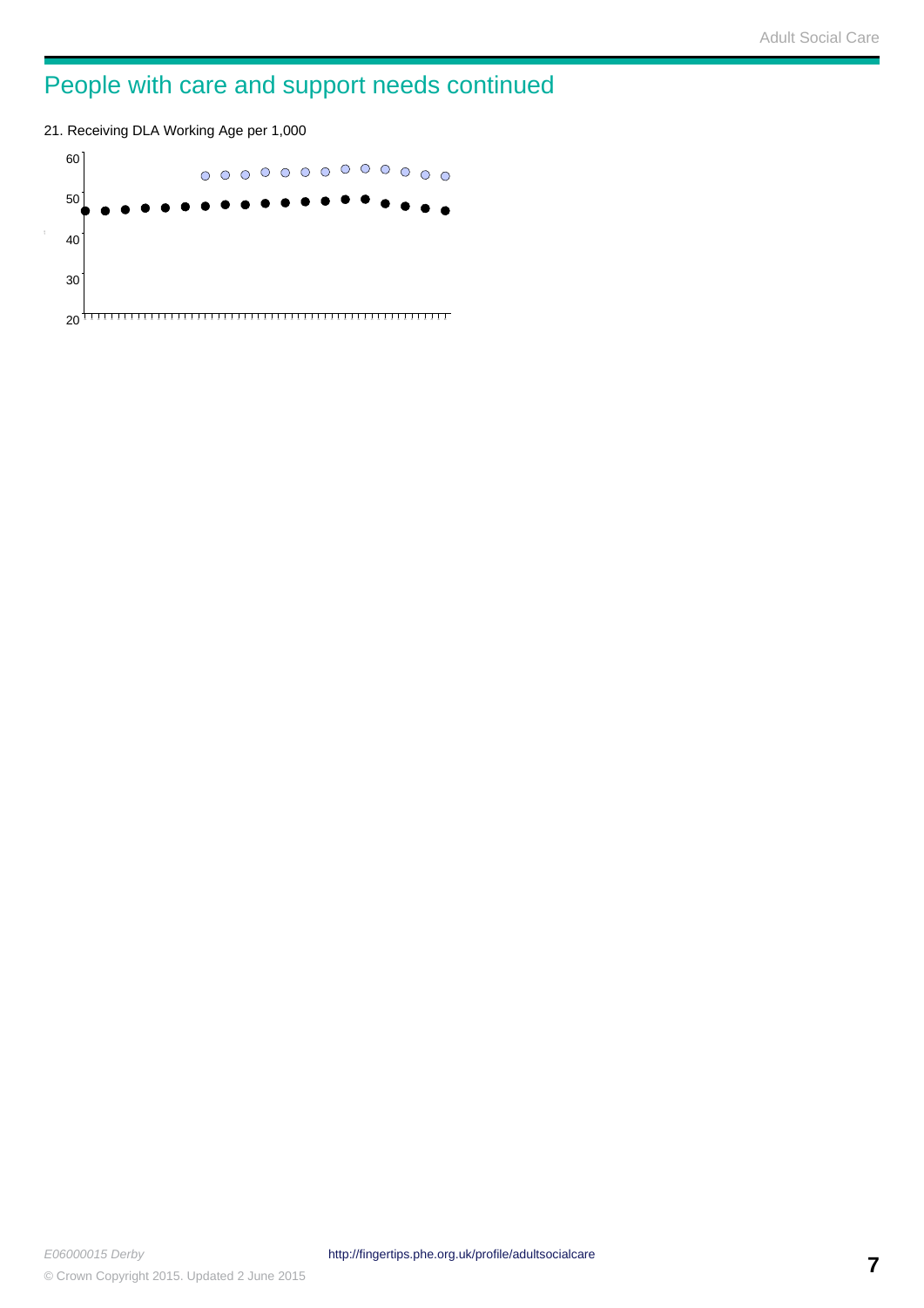# People with care and support needs continued

21. Receiving DLA Working Age per 1,000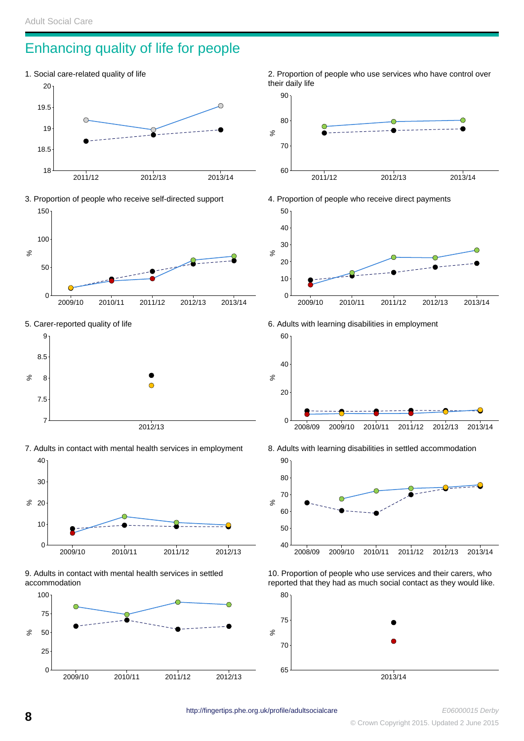# Enhancing quality of life for people

1. Social care-related quality of life

2011/12 2012/13 2013/14

2. Proportion of people who use services who have control over their daily life

%

2011/12 2012/13 2013/14

3. Proportion of people who receive self-directed support

%

2009/10 2010/11 2011/12 2012/13 2013/14

4. Proportion of people who receive direct payments

%

2009/10 2010/11 2011/12 2012/13 2013/14

5. Carer-reported quality of life

%

2012/13

6. Adults with learning disabilities in employment

%

2008/09 2009/10 2010/11 2011/12 2012/13 2013/14

7. Adults in contact with mental health services in employment

%

2009/10 2010/11 2011/12 2012/13

8. Adults with learning disabilities in settled accommodation

%

2008/09 2009/10 2010/11 2011/12 2012/13 2013/14

9. Adults in contact with mental health services in settled accommodation

%

2009/10 2010/11 2011/12 2012/13

10. Proportion of people who use services and their carers, who reported that they had as much social contact as they would like.

%

2013/14

http://fingertips.phe.org.uk/profile/adultsocialcare

*E06000015 Derby*

© Crown Copyright 2015. Updated 2 June 2015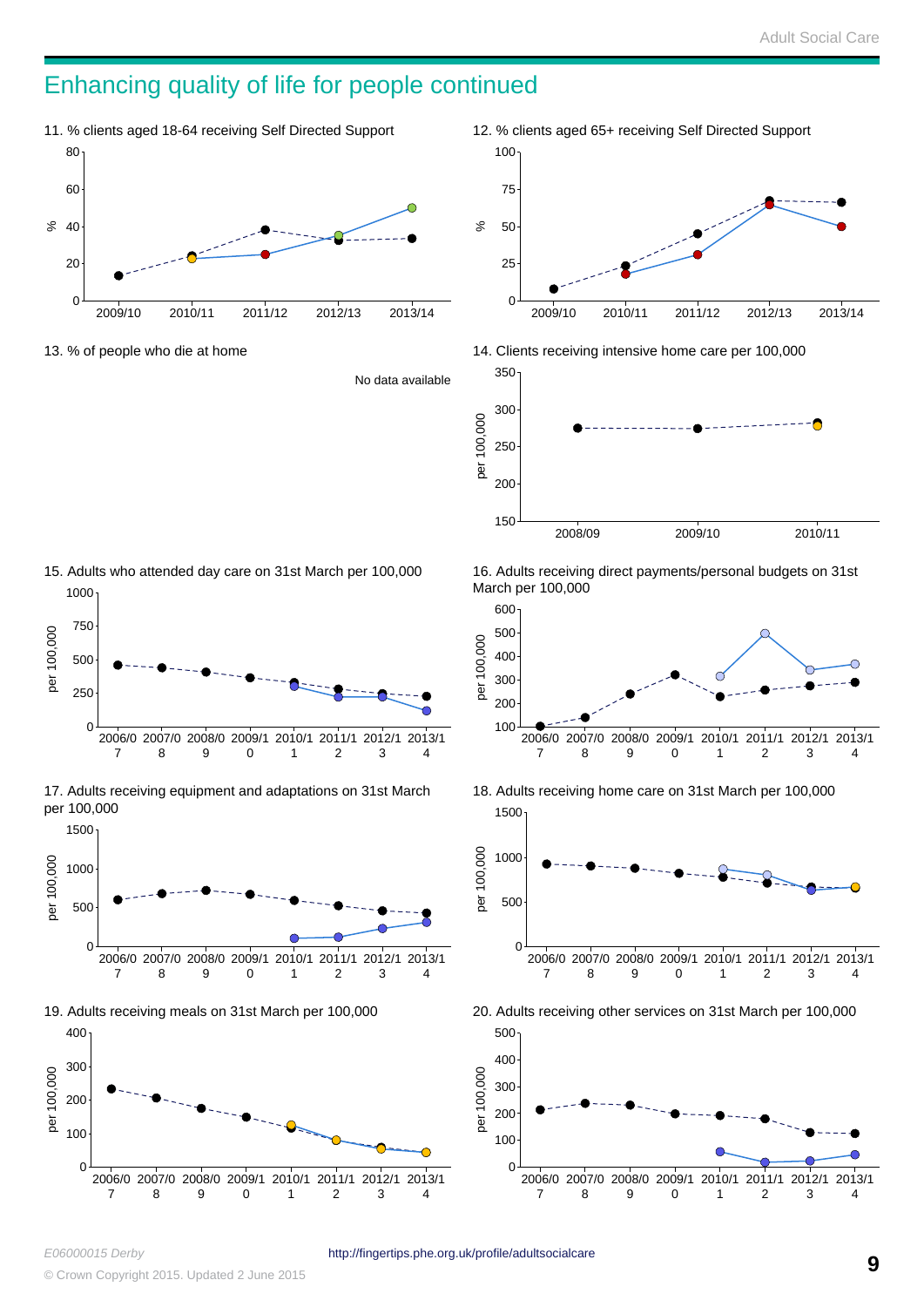# Enhancing quality of life for people continued

11. % clients aged 18-64 receiving Self Directed Support

12. % clients aged 65+ receiving Self Directed Support

13. % of people who die at home

No data available

14. Clients receiving intensive home care per 100,000

15. Adults who attended day care on 31st March per 100,000

16. Adults receiving direct payments/personal budgets on 31st March per 100,000

17. Adults receiving equipment and adaptations on 31st March per 100,000

18. Adults receiving home care on 31st March per 100,000

19. Adults receiving meals on 31st March per 100,000

20. Adults receiving other services on 31st March per 100,000

*E06000015 Derby*

http://fingertips.phe.org.uk/profile/adultsocialcare

© Crown Copyright 2015. Updated 2 June 2015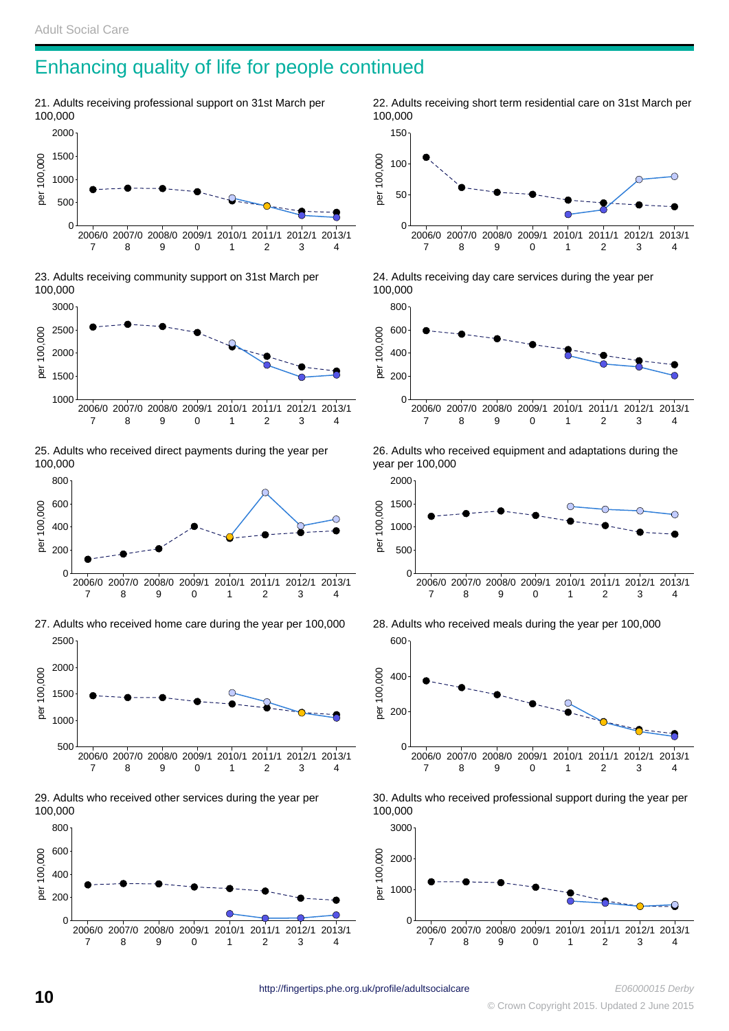# Enhancing quality of life for people continued

21. Adults receiving professional support on 31st March per 100,000

22. Adults receiving short term residential care on 31st March per 100,000

23. Adults receiving community support on 31st March per 100,000

24. Adults receiving day care services during the year per 100,000

25. Adults who received direct payments during the year per 100,000

26. Adults who received equipment and adaptations during the year per 100,000

27. Adults who received home care during the year per 100,000

28. Adults who received meals during the year per 100,000

29. Adults who received other services during the year per 100,000

30. Adults who received professional support during the year per 100,000

http://fingertips.phe.org.uk/profile/adultsocialcare

*E06000015 Derby*

© Crown Copyright 2015. Updated 2 June 2015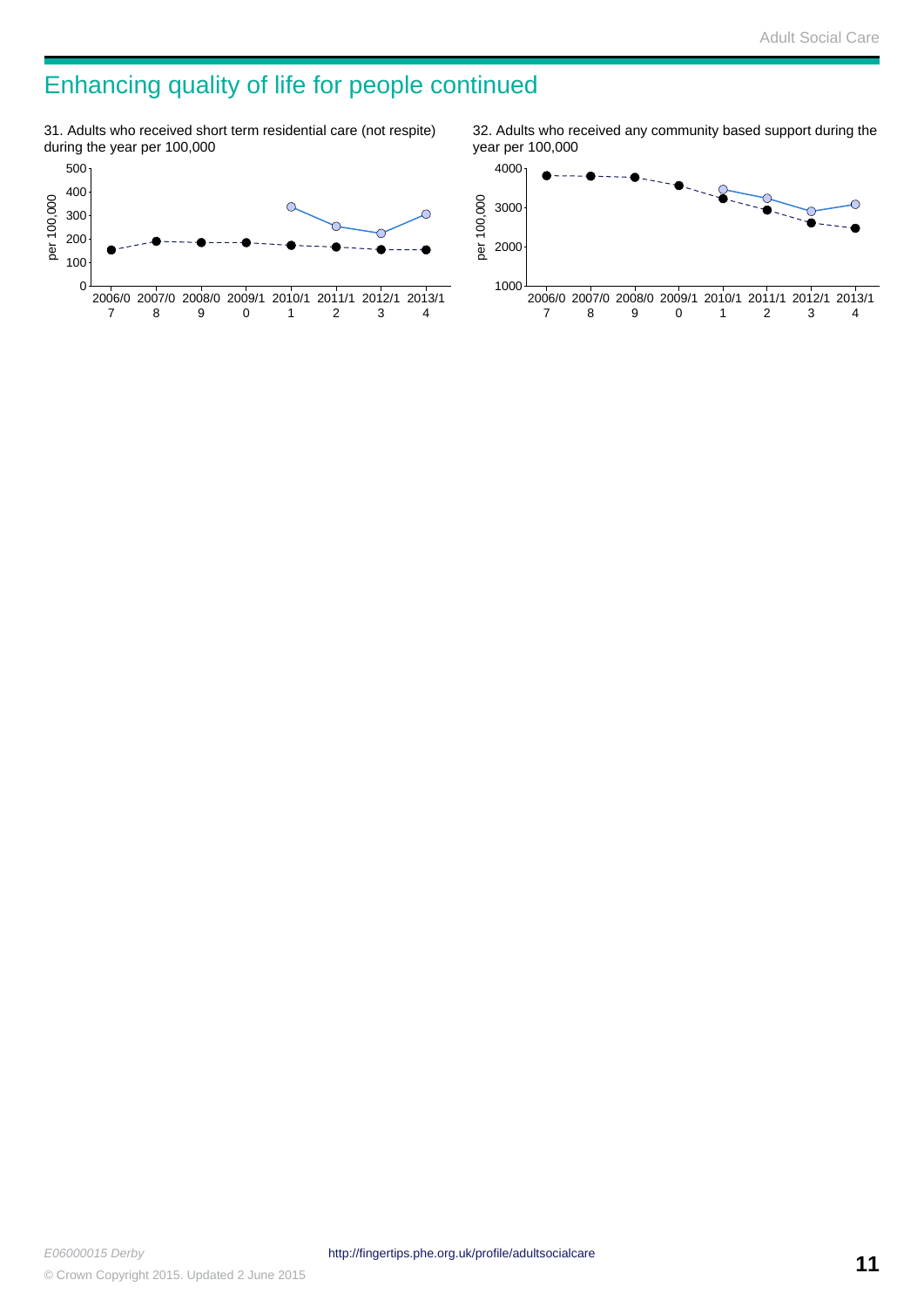# Enhancing quality of life for people continued

31. Adults who received short term residential care (not respite) during the year per 100,000

per 100,000

500
400
300
200
100
0

2006/07 2007/08 2008/09 2009/10 2010/11 2011/12 2012/13 2013/14

32. Adults who received any community based support during the year per 100,000

per 100,000

4000
3000
2000
1000

2006/07 2007/08 2008/09 2009/10 2010/11 2011/12 2012/13 2013/14

*E06000015 Derby*

http://fingertips.phe.org.uk/profile/adultsocialcare

© Crown Copyright 2015. Updated 2 June 2015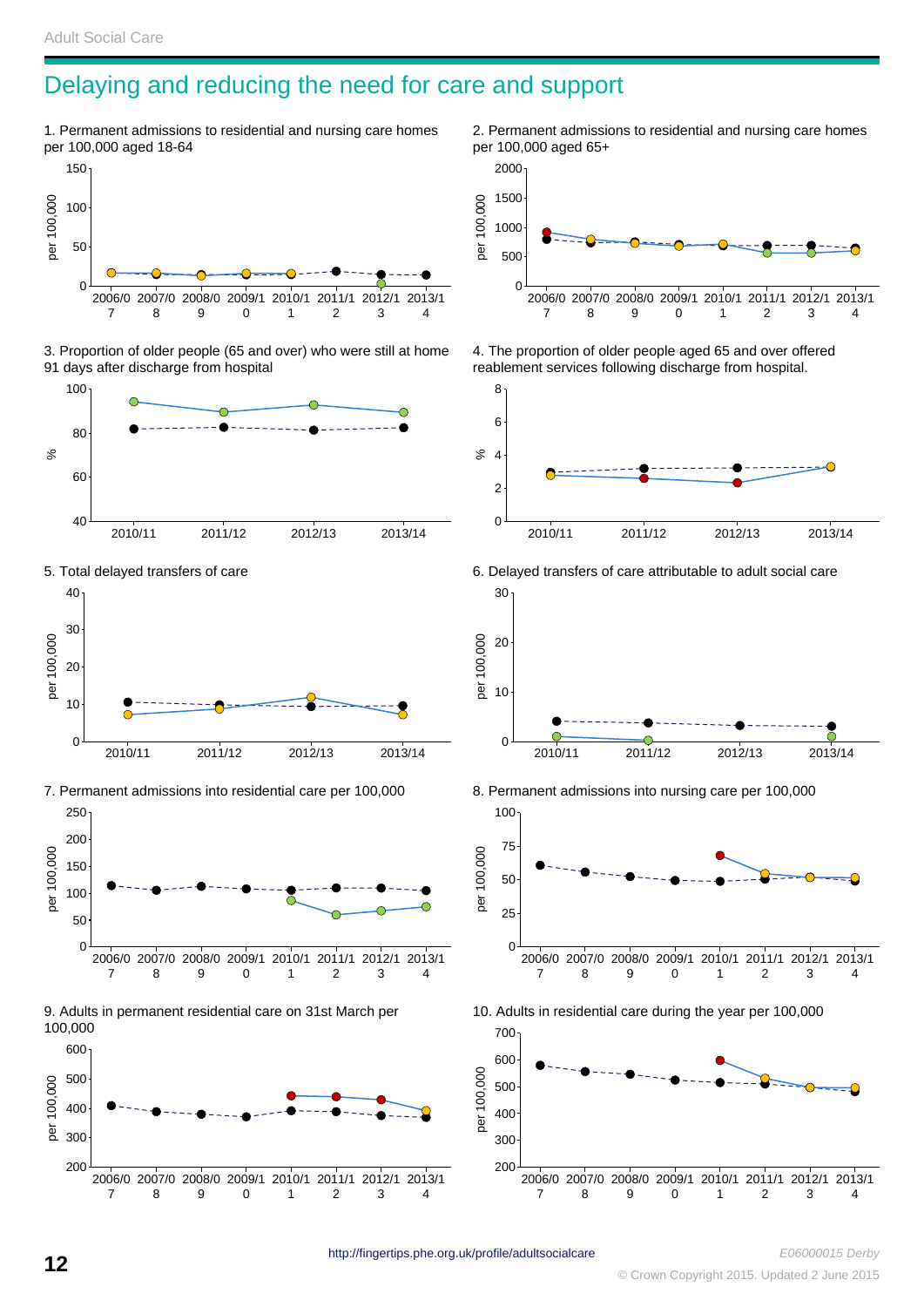## Delaying and reducing the need for care and support

1. Permanent admissions to residential and nursing care homes per 100,000 aged 18-64

2. Permanent admissions to residential and nursing care homes per 100,000 aged 65+

3. Proportion of older people (65 and over) who were still at home 91 days after discharge from hospital

4. The proportion of older people aged 65 and over offered reablement services following discharge from hospital.

5. Total delayed transfers of care

6. Delayed transfers of care attributable to adult social care

7. Permanent admissions into residential care per 100,000

8. Permanent admissions into nursing care per 100,000

9. Adults in permanent residential care on 31st March per 100,000

10. Adults in residential care during the year per 100,000

http://fingertips.phe.org.uk/profile/adultsocialcare

*E06000015 Derby*

© Crown Copyright 2015. Updated 2 June 2015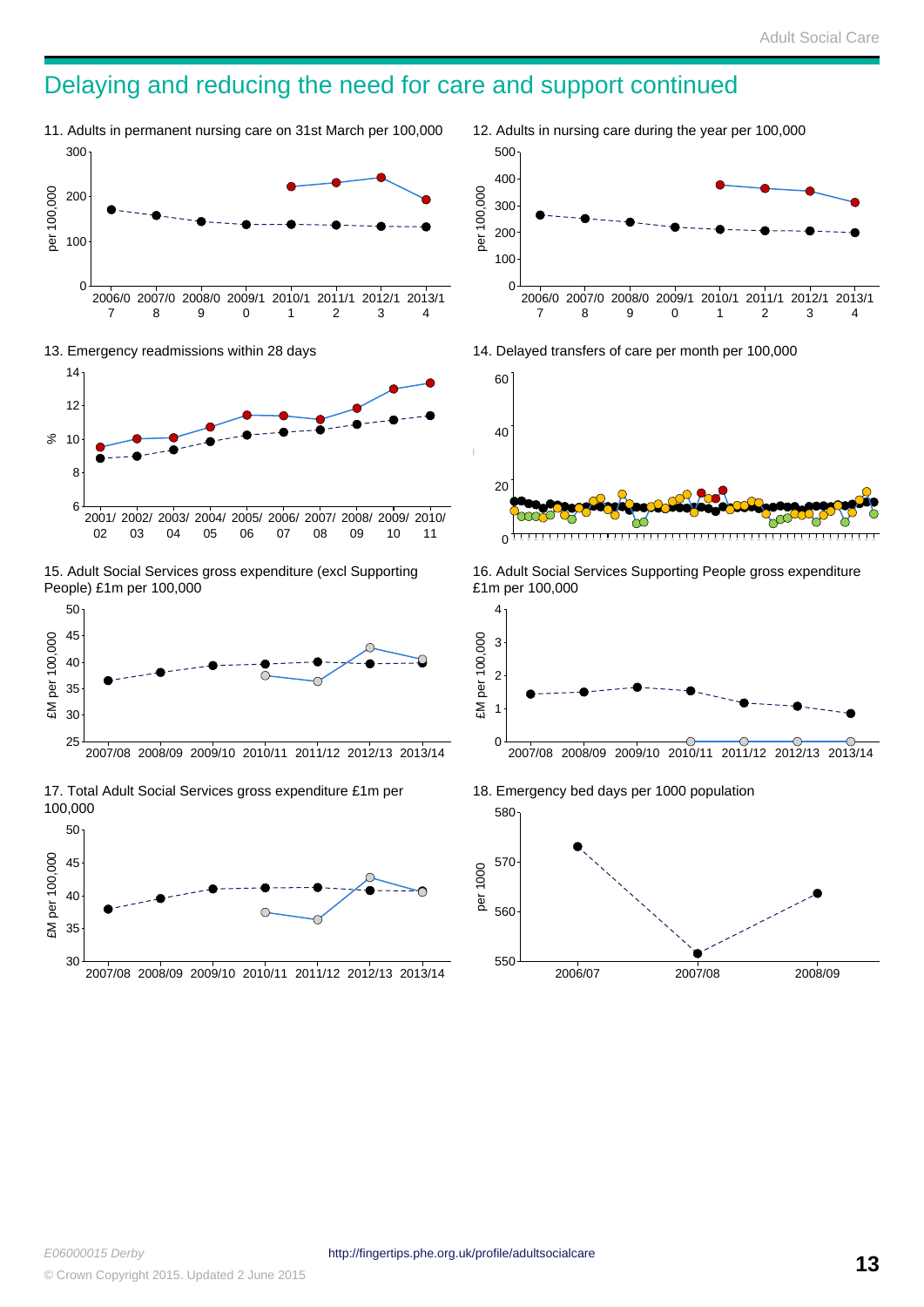# Delaying and reducing the need for care and support continued

11. Adults in permanent nursing care on 31st March per 100,000

12. Adults in nursing care during the year per 100,000

13. Emergency readmissions within 28 days

14. Delayed transfers of care per month per 100,000

15. Adult Social Services gross expenditure (excl Supporting People) £1m per 100,000

16. Adult Social Services Supporting People gross expenditure £1m per 100,000

17. Total Adult Social Services gross expenditure £1m per 100,000

18. Emergency bed days per 1000 population

*E06000015 Derby*

http://fingertips.phe.org.uk/profile/adultsocialcare

© Crown Copyright 2015. Updated 2 June 2015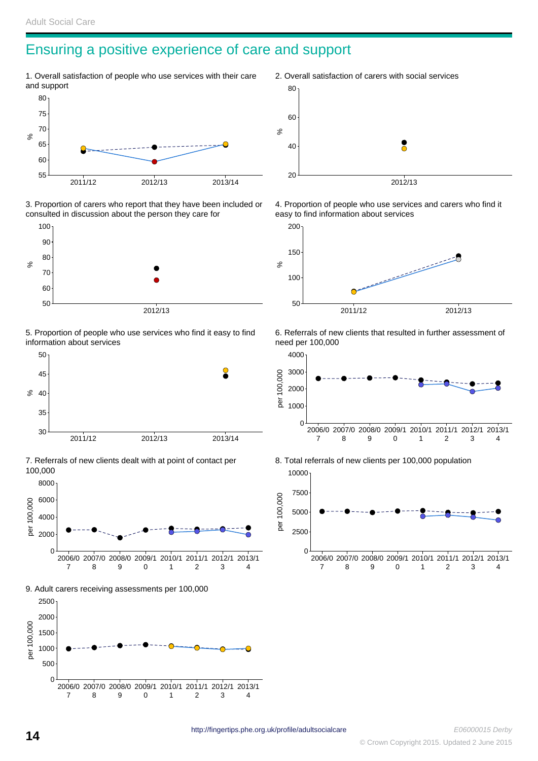# Ensuring a positive experience of care and support

1. Overall satisfaction of people who use services with their care and support

2. Overall satisfaction of carers with social services

3. Proportion of carers who report that they have been included or consulted in discussion about the person they care for

4. Proportion of people who use services and carers who find it easy to find information about services

5. Proportion of people who use services who find it easy to find information about services

6. Referrals of new clients that resulted in further assessment of need per 100,000

7. Referrals of new clients dealt with at point of contact per 100,000

8. Total referrals of new clients per 100,000 population

9. Adult carers receiving assessments per 100,000

http://fingertips.phe.org.uk/profile/adultsocialcare

*E06000015 Derby*

© Crown Copyright 2015. Updated 2 June 2015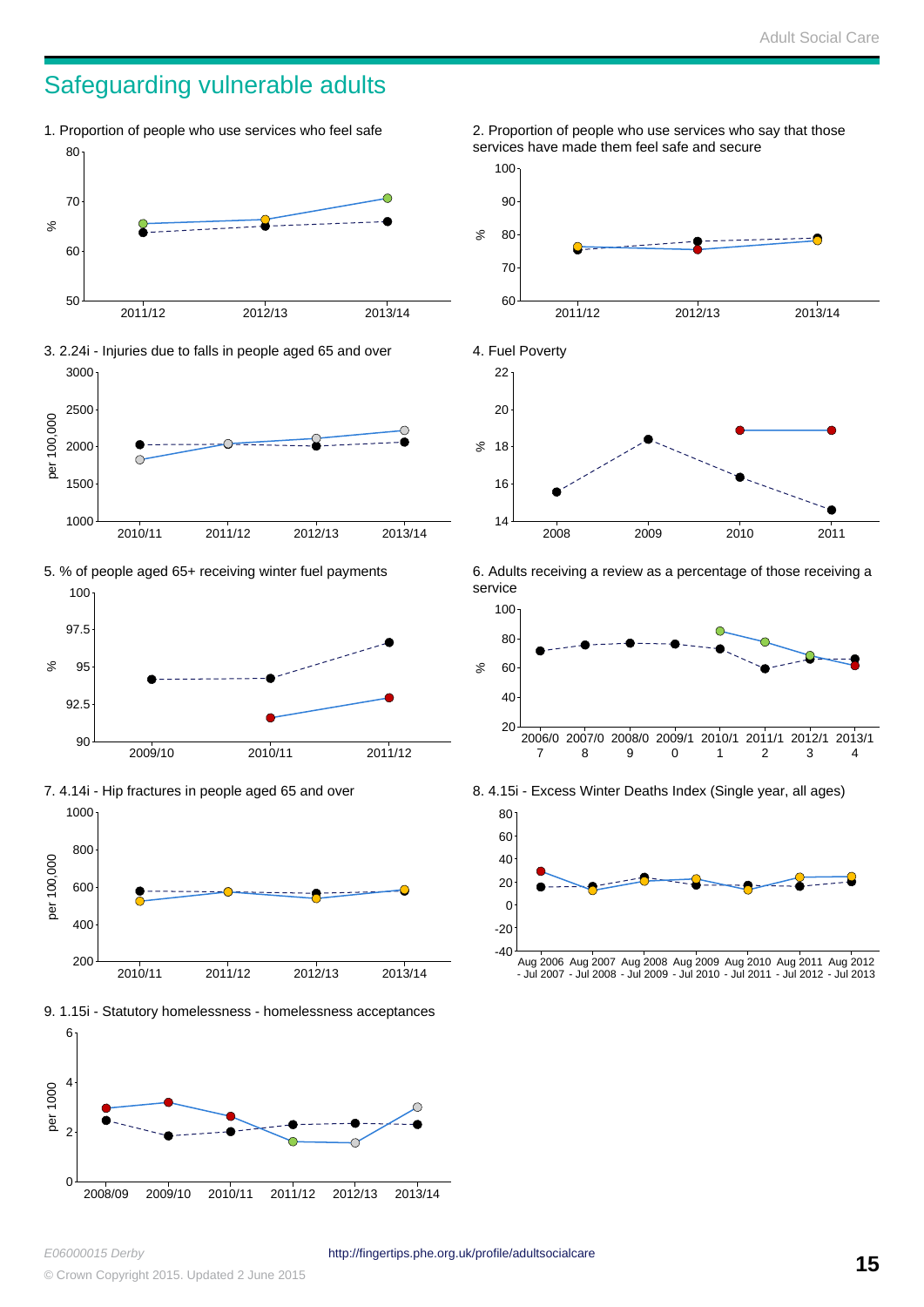## Safeguarding vulnerable adults

1. Proportion of people who use services who feel safe

%

80, 70, 60, 50

2011/12, 2012/13, 2013/14

2. Proportion of people who use services who say that those services have made them feel safe and secure

%

100, 90, 80, 70, 60

2011/12, 2012/13, 2013/14

3. 2.24i - Injuries due to falls in people aged 65 and over

per 100,000

3000, 2500, 2000, 1500, 1000

2010/11, 2011/12, 2012/13, 2013/14

4. Fuel Poverty

%

22, 20, 18, 16, 14

2008, 2009, 2010, 2011

5. % of people aged 65+ receiving winter fuel payments

%

100, 97.5, 95, 92.5, 90

2009/10, 2010/11, 2011/12

6. Adults receiving a review as a percentage of those receiving a service

%

100, 80, 60, 40, 20

2006/07, 2007/08, 2008/09, 2009/10, 2010/11, 2011/12, 2012/13, 2013/14

7. 4.14i - Hip fractures in people aged 65 and over

per 100,000

1000, 800, 600, 400, 200

2010/11, 2011/12, 2012/13, 2013/14

8. 4.15i - Excess Winter Deaths Index (Single year, all ages)

80, 60, 40, 20, 0, -20, -40

Aug 2006 - Jul 2007, Aug 2007 - Jul 2008, Aug 2008 - Jul 2009, Aug 2009 - Jul 2010, Aug 2010 - Jul 2011, Aug 2011 - Jul 2012, Aug 2012 - Jul 2013

9. 1.15i - Statutory homelessness - homelessness acceptances

per 1000

6, 4, 2, 0

2008/09, 2009/10, 2010/11, 2011/12, 2012/13, 2013/14

E06000015 Derby

http://fingertips.phe.org.uk/profile/adultsocialcare

© Crown Copyright 2015. Updated 2 June 2015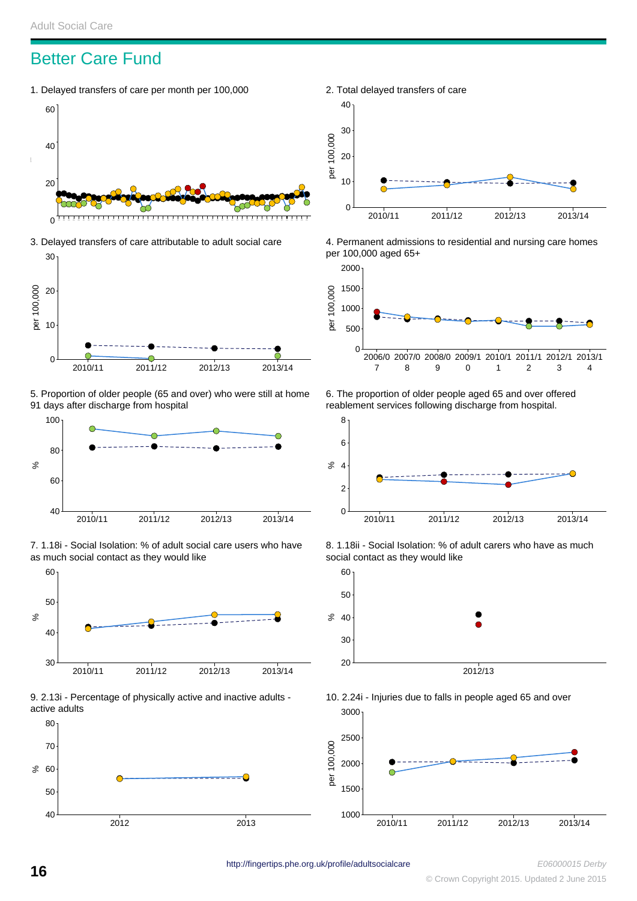# Better Care Fund

1. Delayed transfers of care per month per 100,000

2. Total delayed transfers of care

3. Delayed transfers of care attributable to adult social care

4. Permanent admissions to residential and nursing care homes per 100,000 aged 65+

5. Proportion of older people (65 and over) who were still at home 91 days after discharge from hospital

6. The proportion of older people aged 65 and over offered reablement services following discharge from hospital.

7. 1.18i - Social Isolation: % of adult social care users who have as much social contact as they would like

8. 1.18ii - Social Isolation: % of adult carers who have as much social contact as they would like

9. 2.13i - Percentage of physically active and inactive adults - active adults

10. 2.24i - Injuries due to falls in people aged 65 and over

http://fingertips.phe.org.uk/profile/adultsocialcare

*E06000015 Derby*

© Crown Copyright 2015. Updated 2 June 2015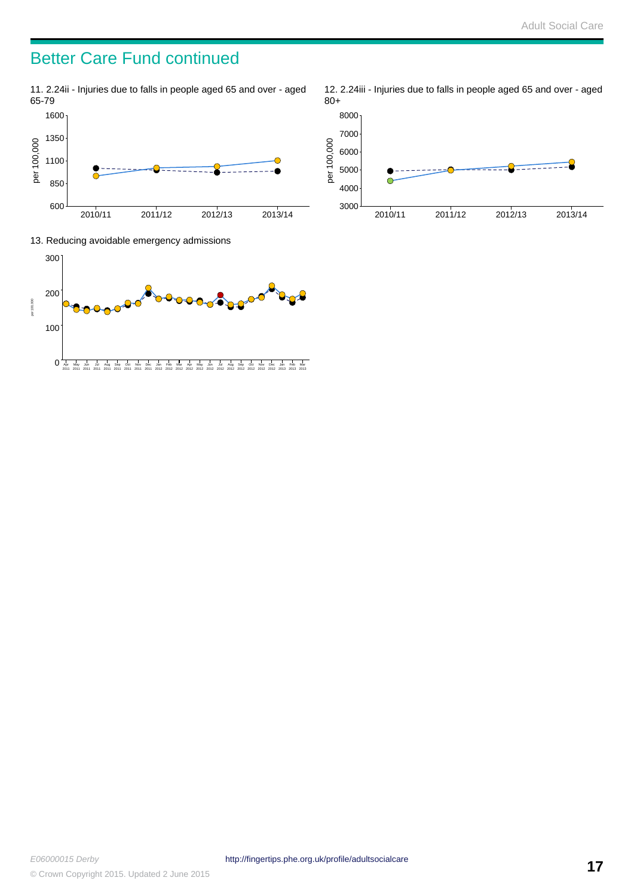# Better Care Fund continued

11. 2.24ii - Injuries due to falls in people aged 65 and over - aged 65-79

per 100,000

1600
1350
1100
850
600

2010/11
2011/12
2012/13
2013/14

12. 2.24iii - Injuries due to falls in people aged 65 and over - aged 80+

per 100,000

8000
7000
6000
5000
4000
3000

2010/11
2011/12
2012/13
2013/14

13. Reducing avoidable emergency admissions

per 100,000

300
200
100
0

Apr 2011
May 2011
Jun 2011
Jul 2011
Aug 2011
Sep 2011
Oct 2011
Nov 2011
Dec 2011
Jan 2012
Feb 2012
Mar 2012
Apr 2012
May 2012
Jun 2012
Jul 2012
Aug 2012
Sep 2012
Oct 2012
Nov 2012
Dec 2012
Jan 2013
Feb 2013
Mar 2013

*E06000015 Derby*

http://fingertips.phe.org.uk/profile/adultsocialcare

© Crown Copyright 2015. Updated 2 June 2015